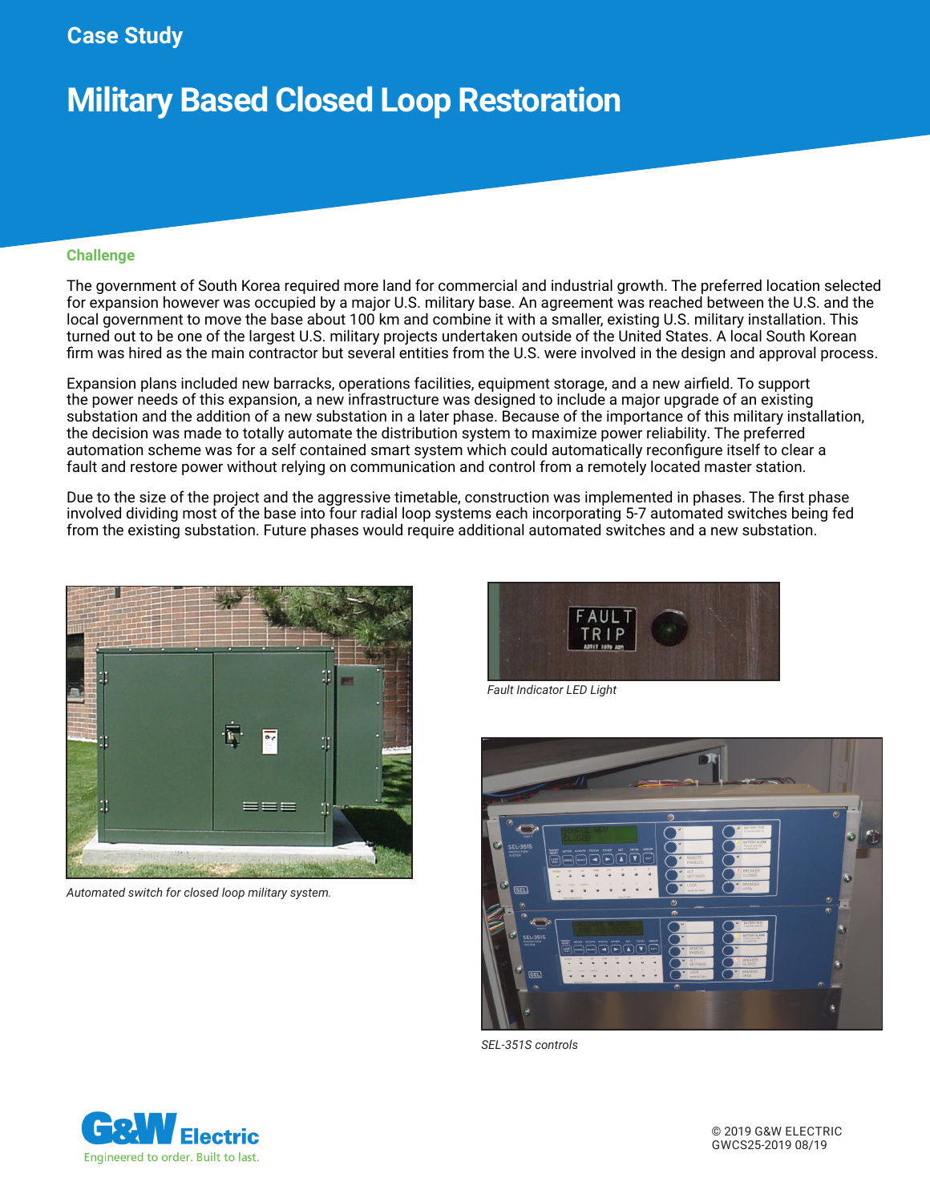Case Study

# Military Based Closed Loop Restoration

## Challenge

The government of South Korea required more land for commercial and industrial growth. The preferred location selected for expansion however was occupied by a major U.S. military base. An agreement was reached between the U.S. and the local government to move the base about 100 km and combine it with a smaller, existing U.S. military installation. This turned out to be one of the largest U.S. military projects undertaken outside of the United States. A local South Korean firm was hired as the main contractor but several entities from the U.S. were involved in the design and approval process.

Expansion plans included new barracks, operations facilities, equipment storage, and a new airfield. To support the power needs of this expansion, a new infrastructure was designed to include a major upgrade of an existing substation and the addition of a new substation in a later phase. Because of the importance of this military installation, the decision was made to totally automate the distribution system to maximize power reliability. The preferred automation scheme was for a self contained smart system which could automatically reconfigure itself to clear a fault and restore power without relying on communication and control from a remotely located master station.

Due to the size of the project and the aggressive timetable, construction was implemented in phases. The first phase involved dividing most of the base into four radial loop systems each incorporating 5-7 automated switches being fed from the existing substation. Future phases would require additional automated switches and a new substation.

*Automated switch for closed loop military system.*

*Fault Indicator LED Light*

*SEL-351S controls*

© 2019 G&W ELECTRIC
GWCS25-2019 08/19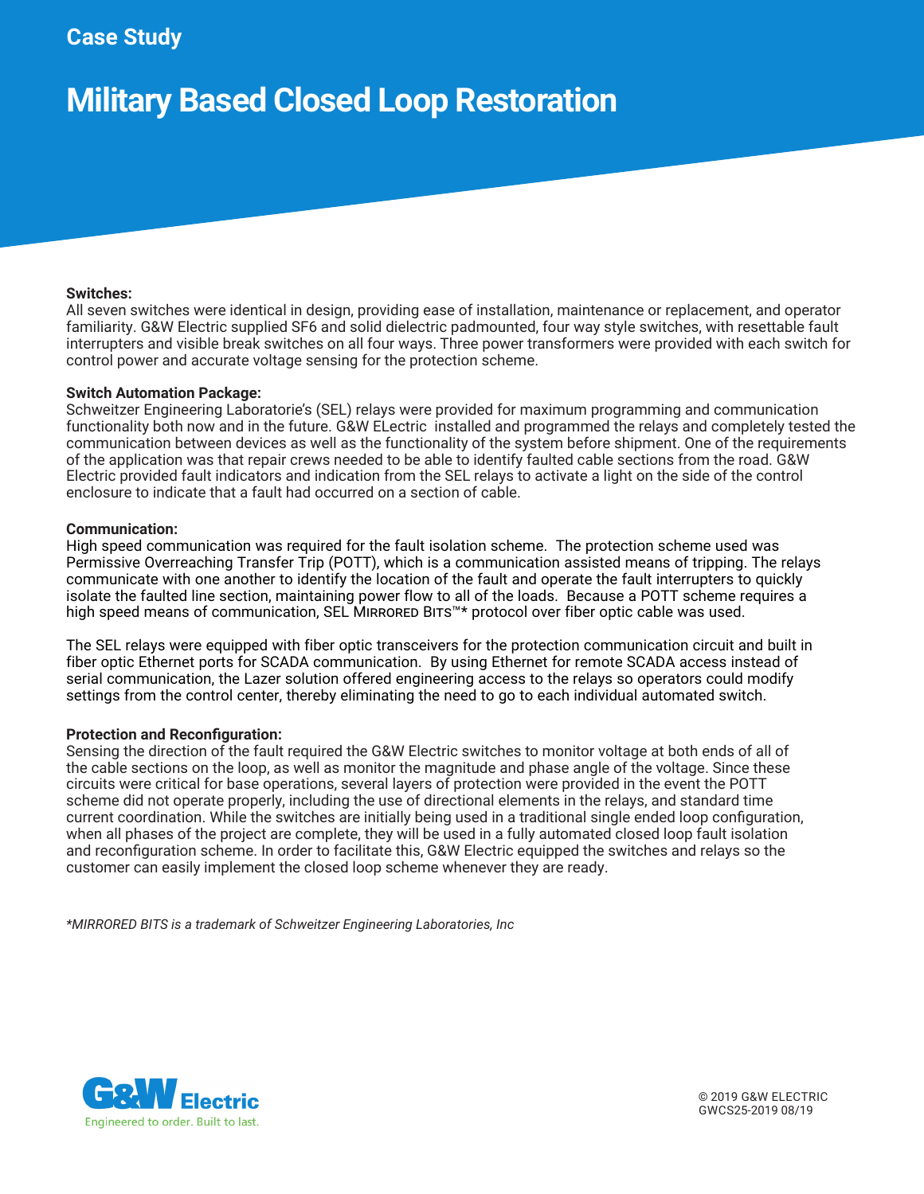Case Study

# Military Based Closed Loop Restoration

**Switches:**
All seven switches were identical in design, providing ease of installation, maintenance or replacement, and operator familiarity. G&W Electric supplied SF6 and solid dielectric padmounted, four way style switches, with resettable fault interrupters and visible break switches on all four ways. Three power transformers were provided with each switch for control power and accurate voltage sensing for the protection scheme.

**Switch Automation Package:**
Schweitzer Engineering Laboratorie's (SEL) relays were provided for maximum programming and communication functionality both now and in the future. G&W ELectric installed and programmed the relays and completely tested the communication between devices as well as the functionality of the system before shipment. One of the requirements of the application was that repair crews needed to be able to identify faulted cable sections from the road. G&W Electric provided fault indicators and indication from the SEL relays to activate a light on the side of the control enclosure to indicate that a fault had occurred on a section of cable.

**Communication:**
High speed communication was required for the fault isolation scheme. The protection scheme used was Permissive Overreaching Transfer Trip (POTT), which is a communication assisted means of tripping. The relays communicate with one another to identify the location of the fault and operate the fault interrupters to quickly isolate the faulted line section, maintaining power flow to all of the loads. Because a POTT scheme requires a high speed means of communication, SEL MIRRORED BITS™* protocol over fiber optic cable was used.

The SEL relays were equipped with fiber optic transceivers for the protection communication circuit and built in fiber optic Ethernet ports for SCADA communication. By using Ethernet for remote SCADA access instead of serial communication, the Lazer solution offered engineering access to the relays so operators could modify settings from the control center, thereby eliminating the need to go to each individual automated switch.

**Protection and Reconfiguration:**
Sensing the direction of the fault required the G&W Electric switches to monitor voltage at both ends of all of the cable sections on the loop, as well as monitor the magnitude and phase angle of the voltage. Since these circuits were critical for base operations, several layers of protection were provided in the event the POTT scheme did not operate properly, including the use of directional elements in the relays, and standard time current coordination. While the switches are initially being used in a traditional single ended loop configuration, when all phases of the project are complete, they will be used in a fully automated closed loop fault isolation and reconfiguration scheme. In order to facilitate this, G&W Electric equipped the switches and relays so the customer can easily implement the closed loop scheme whenever they are ready.

*\*MIRRORED BITS is a trademark of Schweitzer Engineering Laboratories, Inc*

G&W Electric
Engineered to order. Built to last.

© 2019 G&W ELECTRIC
GWCS25-2019 08/19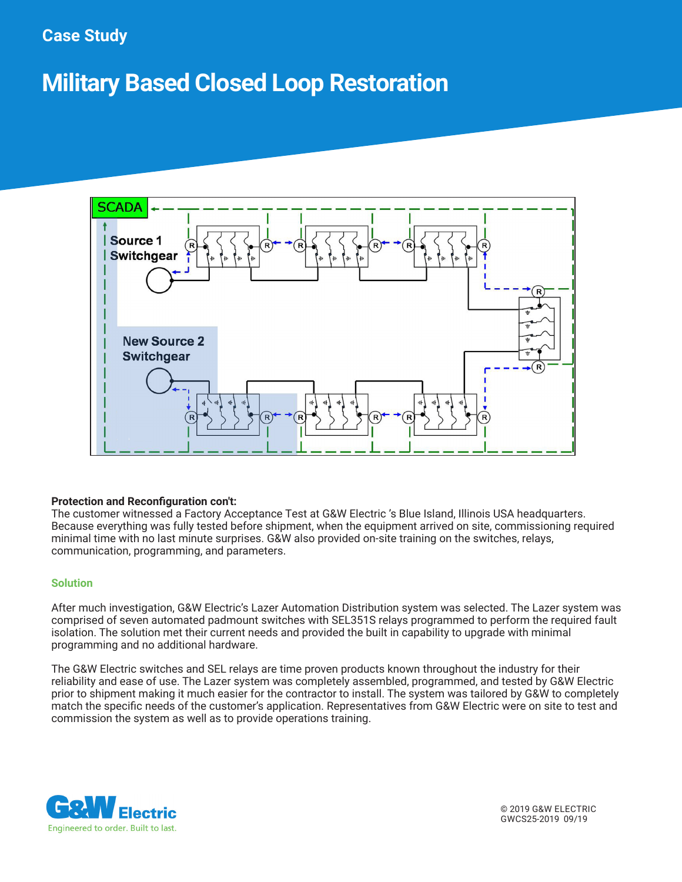Case Study

# Military Based Closed Loop Restoration

SCADA

Source 1 Switchgear

New Source 2 Switchgear

**Protection and Reconfiguration con't:**
The customer witnessed a Factory Acceptance Test at G&W Electric 's Blue Island, Illinois USA headquarters. Because everything was fully tested before shipment, when the equipment arrived on site, commissioning required minimal time with no last minute surprises. G&W also provided on-site training on the switches, relays, communication, programming, and parameters.

## Solution

After much investigation, G&W Electric's Lazer Automation Distribution system was selected. The Lazer system was comprised of seven automated padmount switches with SEL351S relays programmed to perform the required fault isolation. The solution met their current needs and provided the built in capability to upgrade with minimal programming and no additional hardware.

The G&W Electric switches and SEL relays are time proven products known throughout the industry for their reliability and ease of use. The Lazer system was completely assembled, programmed, and tested by G&W Electric prior to shipment making it much easier for the contractor to install. The system was tailored by G&W to completely match the specific needs of the customer's application. Representatives from G&W Electric were on site to test and commission the system as well as to provide operations training.

G&W Electric
Engineered to order. Built to last.

© 2019 G&W ELECTRIC
GWCS25-2019 09/19